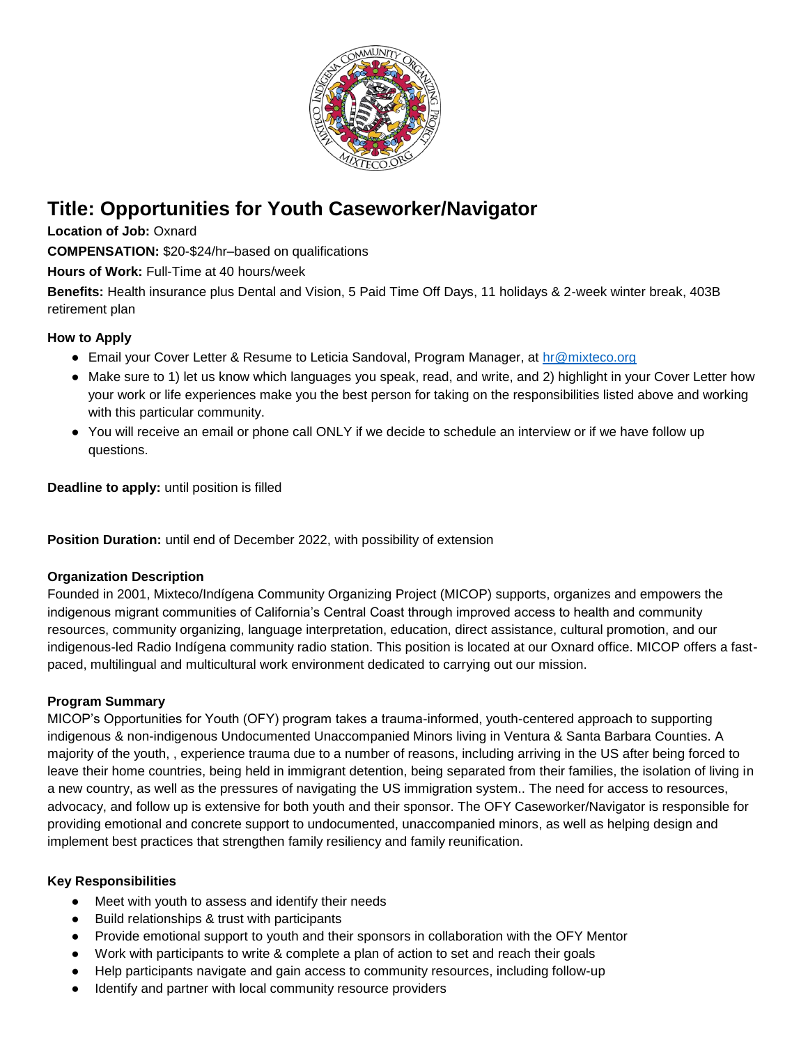# Title: Opportunities for Youth Caseworker/Navigator

**Location of Job:** Oxnard

**COMPENSATION:** $20-$24/hr–based on qualifications

**Hours of Work:** Full-Time at 40 hours/week

**Benefits:** Health insurance plus Dental and Vision, 5 Paid Time Off Days, 11 holidays & 2-week winter break, 403B retirement plan

**How to Apply**

- Email your Cover Letter & Resume to Leticia Sandoval, Program Manager, at hr@mixteco.org
- Make sure to 1) let us know which languages you speak, read, and write, and 2) highlight in your Cover Letter how your work or life experiences make you the best person for taking on the responsibilities listed above and working with this particular community.
- You will receive an email or phone call ONLY if we decide to schedule an interview or if we have follow up questions.

**Deadline to apply:** until position is filled

**Position Duration:** until end of December 2022, with possibility of extension

**Organization Description**

Founded in 2001, Mixteco/Indígena Community Organizing Project (MICOP) supports, organizes and empowers the indigenous migrant communities of California's Central Coast through improved access to health and community resources, community organizing, language interpretation, education, direct assistance, cultural promotion, and our indigenous-led Radio Indígena community radio station. This position is located at our Oxnard office. MICOP offers a fast-paced, multilingual and multicultural work environment dedicated to carrying out our mission.

**Program Summary**

MICOP's Opportunities for Youth (OFY) program takes a trauma-informed, youth-centered approach to supporting indigenous & non-indigenous Undocumented Unaccompanied Minors living in Ventura & Santa Barbara Counties. A majority of the youth, , experience trauma due to a number of reasons, including arriving in the US after being forced to leave their home countries, being held in immigrant detention, being separated from their families, the isolation of living in a new country, as well as the pressures of navigating the US immigration system.. The need for access to resources, advocacy, and follow up is extensive for both youth and their sponsor. The OFY Caseworker/Navigator is responsible for providing emotional and concrete support to undocumented, unaccompanied minors, as well as helping design and implement best practices that strengthen family resiliency and family reunification.

**Key Responsibilities**

- Meet with youth to assess and identify their needs
- Build relationships & trust with participants
- Provide emotional support to youth and their sponsors in collaboration with the OFY Mentor
- Work with participants to write & complete a plan of action to set and reach their goals
- Help participants navigate and gain access to community resources, including follow-up
- Identify and partner with local community resource providers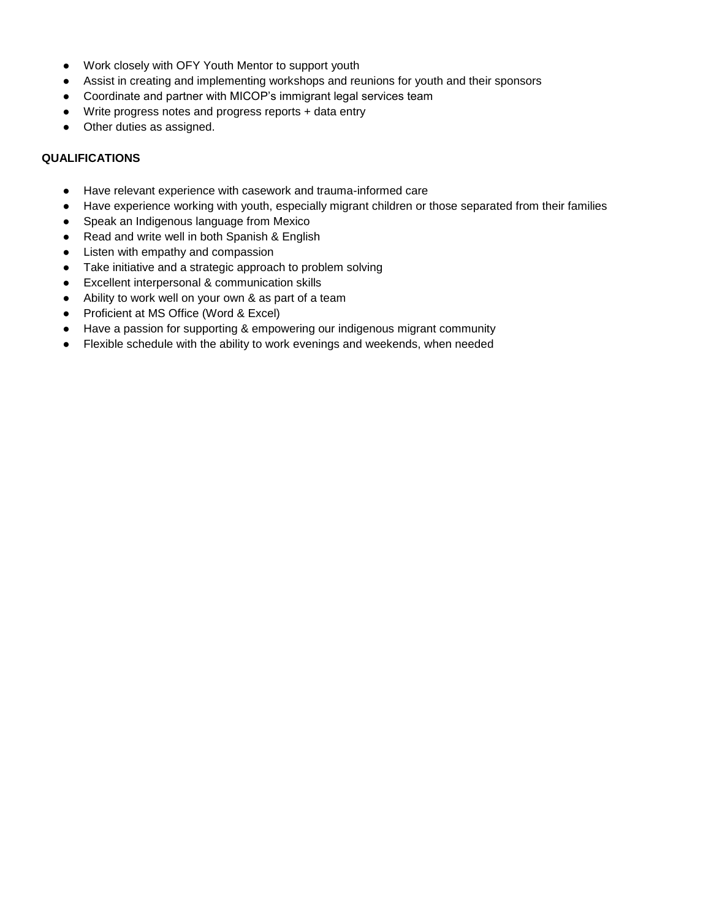- Work closely with OFY Youth Mentor to support youth
- Assist in creating and implementing workshops and reunions for youth and their sponsors
- Coordinate and partner with MICOP's immigrant legal services team
- Write progress notes and progress reports + data entry
- Other duties as assigned.

**QUALIFICATIONS**

- Have relevant experience with casework and trauma-informed care
- Have experience working with youth, especially migrant children or those separated from their families
- Speak an Indigenous language from Mexico
- Read and write well in both Spanish & English
- Listen with empathy and compassion
- Take initiative and a strategic approach to problem solving
- Excellent interpersonal & communication skills
- Ability to work well on your own & as part of a team
- Proficient at MS Office (Word & Excel)
- Have a passion for supporting & empowering our indigenous migrant community
- Flexible schedule with the ability to work evenings and weekends, when needed